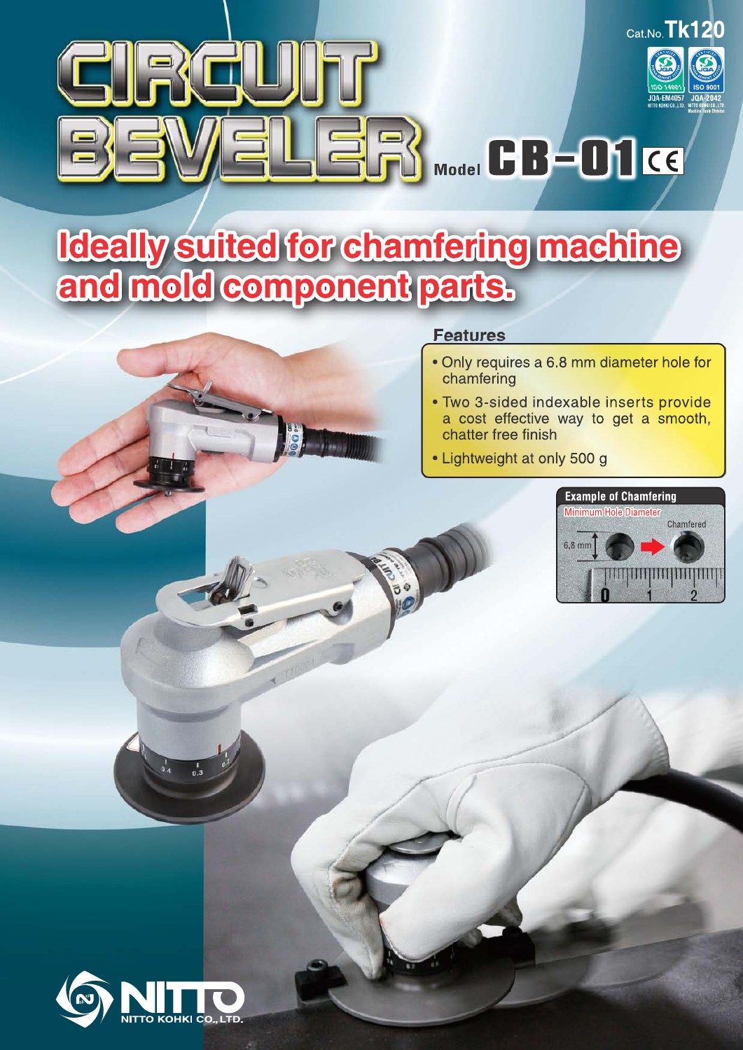Cat.No. Tk120

JQA-EM4057 NITTO KOHKI CO., LTD. JQA-2042 NITTO KOHKI CO., LTD. Machine Tools Division

# CIRCUIT BEVELER

Model **CB-01**

## Ideally suited for chamfering machine and mold component parts.

### Features

- Only requires a 6.8 mm diameter hole for chamfering
- Two 3-sided indexable inserts provide a cost effective way to get a smooth, chatter free finish
- Lightweight at only 500 g

**Example of Chamfering**

Minimum Hole Diameter

6.8 mm

Chamfered

NITTO KOHKI CO., LTD.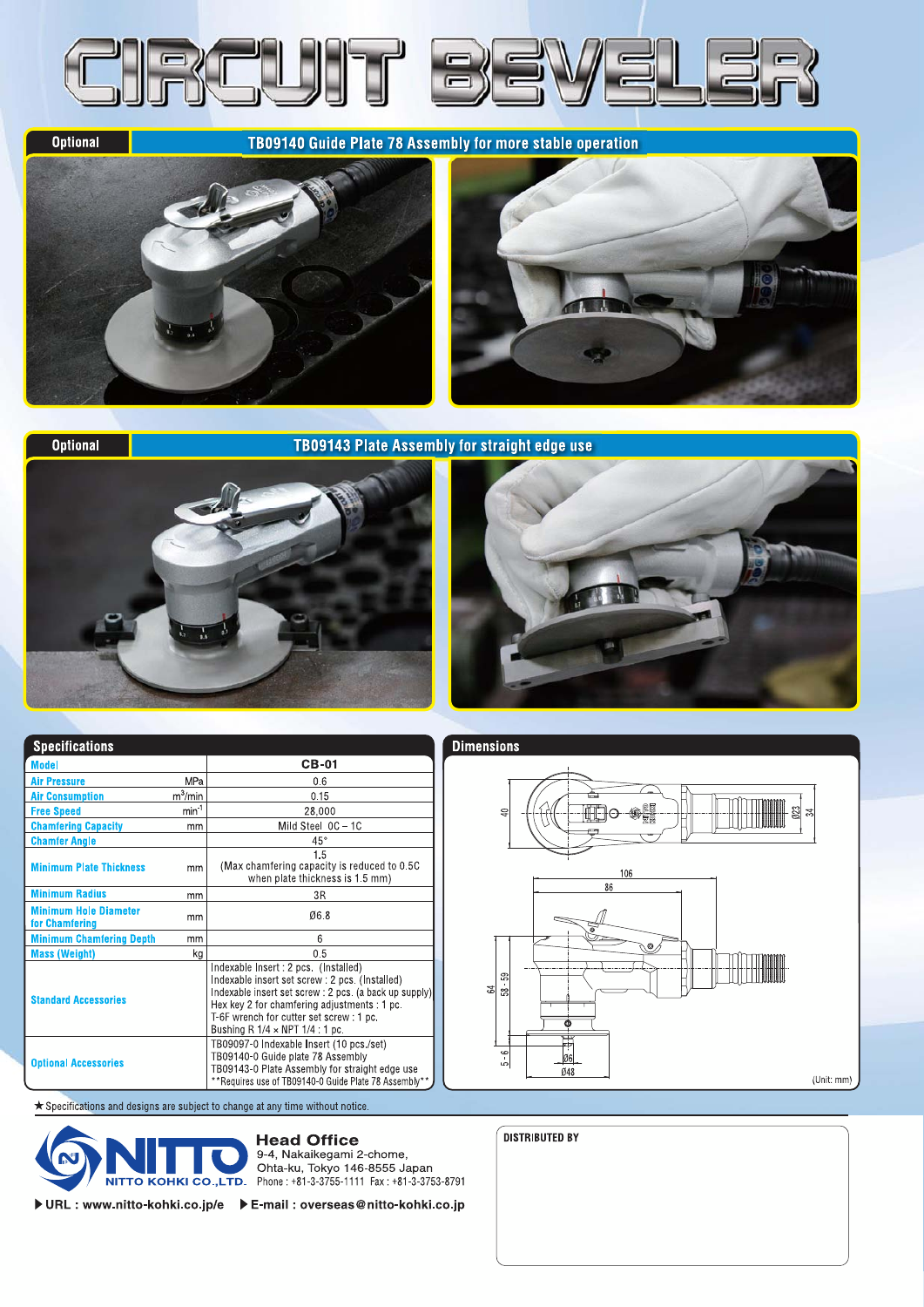# CIRCUIT BEVELER

## Optional — TB09140 Guide Plate 78 Assembly for more stable operation

## Optional — TB09143 Plate Assembly for straight edge use

## Specifications

| Model | | CB-01 |
|---|---|---|
| Air Pressure | MPa | 0.6 |
| Air Consumption | $m^3$/min | 0.15 |
| Free Speed | $min^{-1}$ | 28,000 |
| Chamfering Capacity | mm | Mild Steel 0C – 1C |
| Chamfer Angle | | 45° |
| Minimum Plate Thickness | mm | 1.5 (Max chamfering capacity is reduced to 0.5C when plate thickness is 1.5 mm) |
| Minimum Radius | mm | 3R |
| Minimum Hole Diameter for Chamfering | mm | Ø6.8 |
| Minimum Chamfering Depth | mm | 6 |
| Mass (Weight) | kg | 0.5 |
| Standard Accessories | | Indexable Insert : 2 pcs. (Installed)<br>Indexable insert set screw : 2 pcs. (Installed)<br>Indexable insert set screw : 2 pcs. (a back up supply)<br>Hex key 2 for chamfering adjustments : 1 pc.<br>T-6F wrench for cutter set screw : 1 pc.<br>Bushing R 1/4 × NPT 1/4 : 1 pc. |
| Optional Accessories | | TB09097-0 Indexable Insert (10 pcs./set)<br>TB09140-0 Guide plate 78 Assembly<br>TB09143-0 Plate Assembly for straight edge use<br>**Requires use of TB09140-0 Guide Plate 78 Assembly** |

## Dimensions

40, 34, Ø23, 106, 86, 64, 58 - 59, 5 - 6, Ø6, Ø48

(Unit: mm)

★ Specifications and designs are subject to change at any time without notice.

**NITTO KOHKI CO.,LTD.**

**Head Office**
9-4, Nakaikegami 2-chome,
Ohta-ku, Tokyo 146-8555 Japan
Phone : +81-3-3755-1111 Fax : +81-3-3753-8791

▶URL : www.nitto-kohki.co.jp/e ▶E-mail : overseas@nitto-kohki.co.jp

DISTRIBUTED BY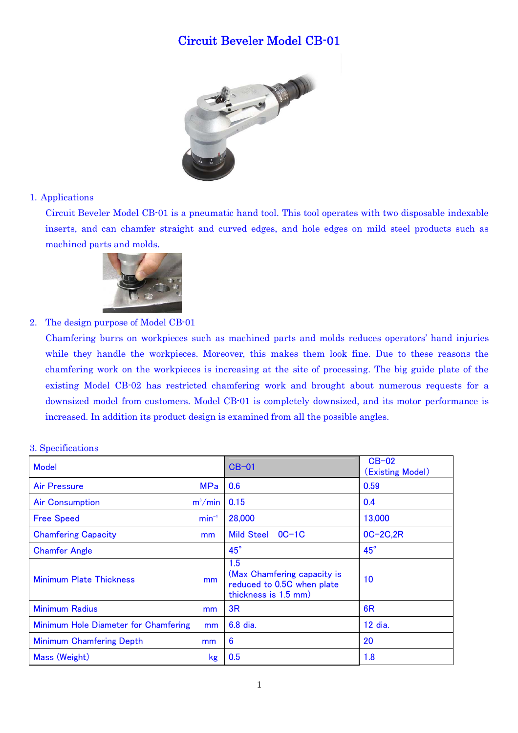# Circuit Beveler Model CB-01

1. Applications

   Circuit Beveler Model CB-01 is a pneumatic hand tool. This tool operates with two disposable indexable inserts, and can chamfer straight and curved edges, and hole edges on mild steel products such as machined parts and molds.

2. The design purpose of Model CB-01

   Chamfering burrs on workpieces such as machined parts and molds reduces operators' hand injuries while they handle the workpieces. Moreover, this makes them look fine. Due to these reasons the chamfering work on the workpieces is increasing at the site of processing. The big guide plate of the existing Model CB-02 has restricted chamfering work and brought about numerous requests for a downsized model from customers. Model CB-01 is completely downsized, and its motor performance is increased. In addition its product design is examined from all the possible angles.

3. Specifications

| Model | | CB−01 | CB−02 (Existing Model) |
|---|---|---|---|
| Air Pressure | MPa | 0.6 | 0.59 |
| Air Consumption | $m^3$/min | 0.15 | 0.4 |
| Free Speed | $min^{-1}$ | 28,000 | 13,000 |
| Chamfering Capacity | mm | Mild Steel 0C−1C | 0C−2C,2R |
| Chamfer Angle | | 45° | 45° |
| Minimum Plate Thickness | mm | 1.5 (Max Chamfering capacity is reduced to 0.5C when plate thickness is 1.5 mm) | 10 |
| Minimum Radius | mm | 3R | 6R |
| Minimum Hole Diameter for Chamfering | mm | 6.8 dia. | 12 dia. |
| Minimum Chamfering Depth | mm | 6 | 20 |
| Mass (Weight) | kg | 0.5 | 1.8 |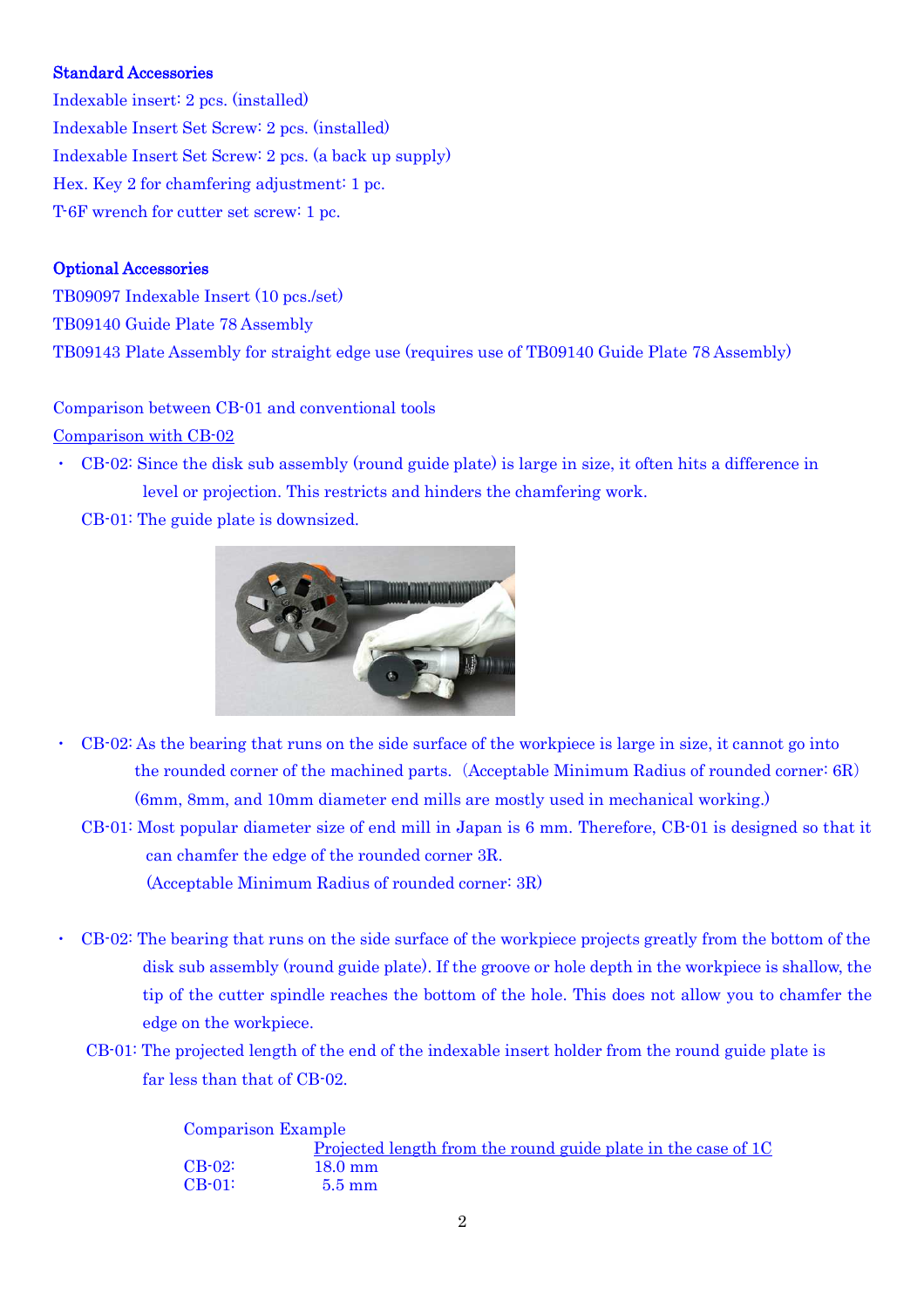**Standard Accessories**

Indexable insert: 2 pcs. (installed)

Indexable Insert Set Screw: 2 pcs. (installed)

Indexable Insert Set Screw: 2 pcs. (a back up supply)

Hex. Key 2 for chamfering adjustment: 1 pc.

T-6F wrench for cutter set screw: 1 pc.

**Optional Accessories**

TB09097 Indexable Insert (10 pcs./set)

TB09140 Guide Plate 78 Assembly

TB09143 Plate Assembly for straight edge use (requires use of TB09140 Guide Plate 78 Assembly)

Comparison between CB-01 and conventional tools

Comparison with CB-02

- CB-02: Since the disk sub assembly (round guide plate) is large in size, it often hits a difference in level or projection. This restricts and hinders the chamfering work.

  CB-01: The guide plate is downsized.

- CB-02: As the bearing that runs on the side surface of the workpiece is large in size, it cannot go into the rounded corner of the machined parts. (Acceptable Minimum Radius of rounded corner: 6R) (6mm, 8mm, and 10mm diameter end mills are mostly used in mechanical working.)

  CB-01: Most popular diameter size of end mill in Japan is 6 mm. Therefore, CB-01 is designed so that it can chamfer the edge of the rounded corner 3R. (Acceptable Minimum Radius of rounded corner: 3R)

- CB-02: The bearing that runs on the side surface of the workpiece projects greatly from the bottom of the disk sub assembly (round guide plate). If the groove or hole depth in the workpiece is shallow, the tip of the cutter spindle reaches the bottom of the hole. This does not allow you to chamfer the edge on the workpiece.

  CB-01: The projected length of the end of the indexable insert holder from the round guide plate is far less than that of CB-02.

Comparison Example

| | Projected length from the round guide plate in the case of 1C |
|---|---|
| CB-02: | 18.0 mm |
| CB-01: | 5.5 mm |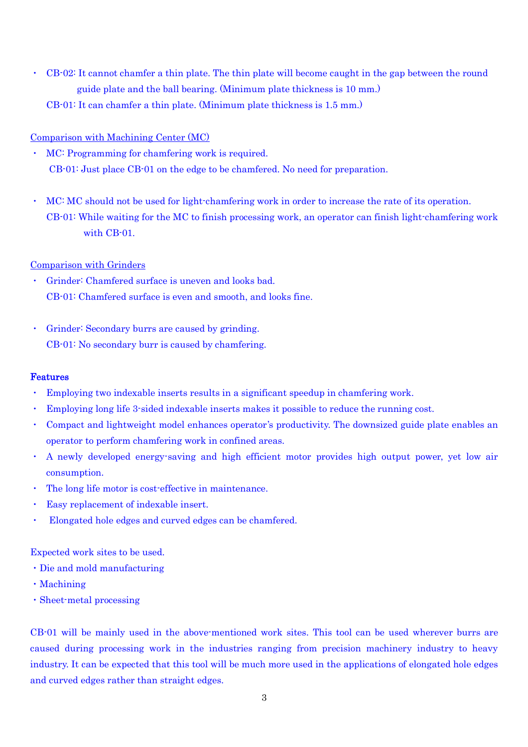- CB-02: It cannot chamfer a thin plate. The thin plate will become caught in the gap between the round guide plate and the ball bearing. (Minimum plate thickness is 10 mm.)

  CB-01: It can chamfer a thin plate. (Minimum plate thickness is 1.5 mm.)

Comparison with Machining Center (MC)

- MC: Programming for chamfering work is required.

  CB-01: Just place CB-01 on the edge to be chamfered. No need for preparation.

- MC: MC should not be used for light-chamfering work in order to increase the rate of its operation.

  CB-01: While waiting for the MC to finish processing work, an operator can finish light-chamfering work with CB-01.

Comparison with Grinders

- Grinder: Chamfered surface is uneven and looks bad.

  CB-01: Chamfered surface is even and smooth, and looks fine.

- Grinder: Secondary burrs are caused by grinding.

  CB-01: No secondary burr is caused by chamfering.

**Features**

- Employing two indexable inserts results in a significant speedup in chamfering work.
- Employing long life 3-sided indexable inserts makes it possible to reduce the running cost.
- Compact and lightweight model enhances operator's productivity. The downsized guide plate enables an operator to perform chamfering work in confined areas.
- A newly developed energy-saving and high efficient motor provides high output power, yet low air consumption.
- The long life motor is cost-effective in maintenance.
- Easy replacement of indexable insert.
- Elongated hole edges and curved edges can be chamfered.

Expected work sites to be used.

- Die and mold manufacturing
- Machining
- Sheet-metal processing

CB-01 will be mainly used in the above-mentioned work sites. This tool can be used wherever burrs are caused during processing work in the industries ranging from precision machinery industry to heavy industry. It can be expected that this tool will be much more used in the applications of elongated hole edges and curved edges rather than straight edges.